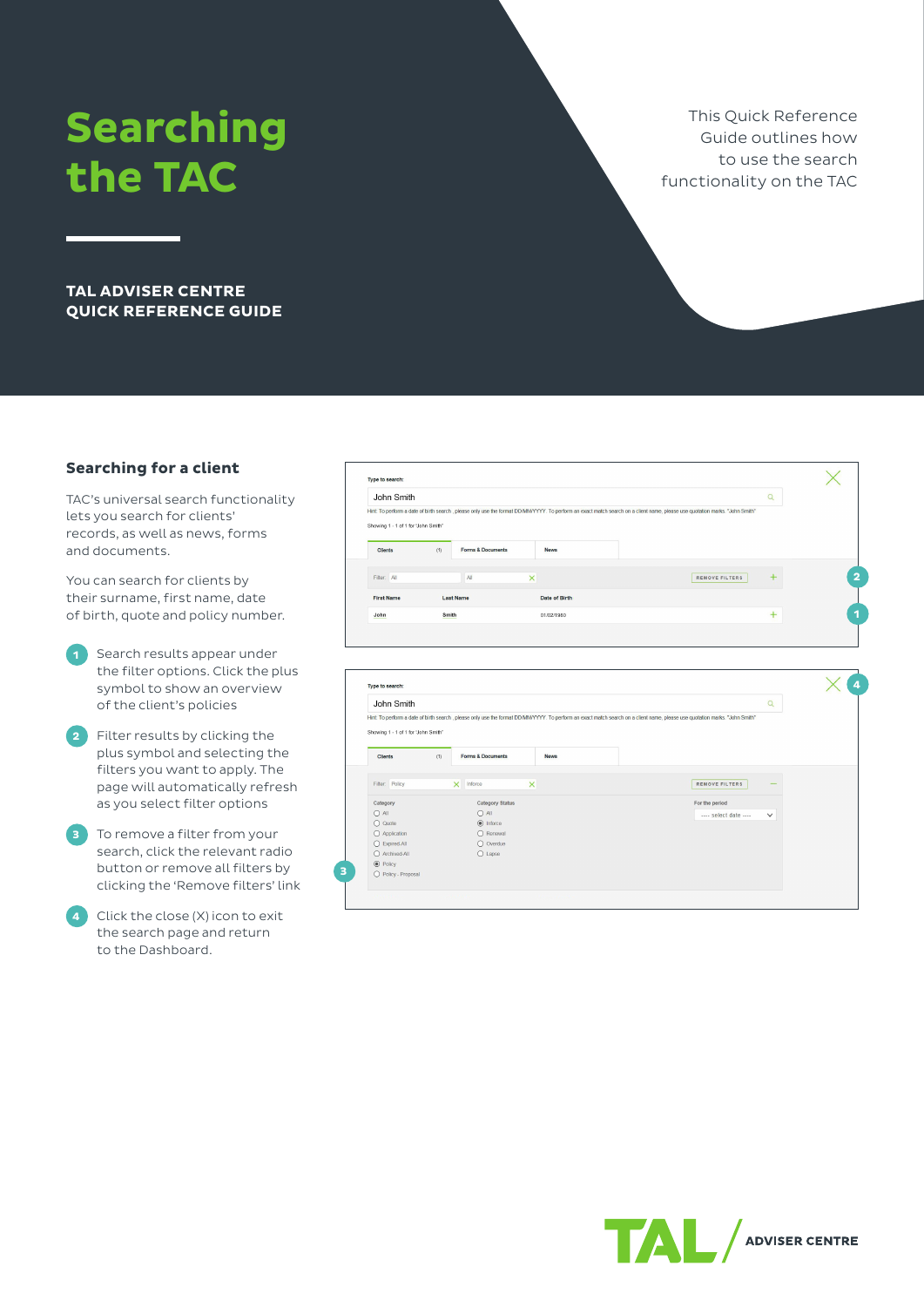# Searching the TAC

This Quick Reference Guide outlines how to use the search functionality on the TAC

**TAL ADVISER CENTRE QUICK REFERENCE GUIDE**

## Searching for a client

TAC's universal search functionality lets you search for clients' records, as well as news, forms and documents.

You can search for clients by their surname, first name, date of birth, quote and policy number.

1. Search results appear under the filter options. Click the plus symbol to show an overview of the client's policies
2. Filter results by clicking the plus symbol and selecting the filters you want to apply. The page will automatically refresh as you select filter options
3. To remove a filter from your search, click the relevant radio button or remove all filters by clicking the 'Remove filters' link
4. Click the close (X) icon to exit the search page and return to the Dashboard.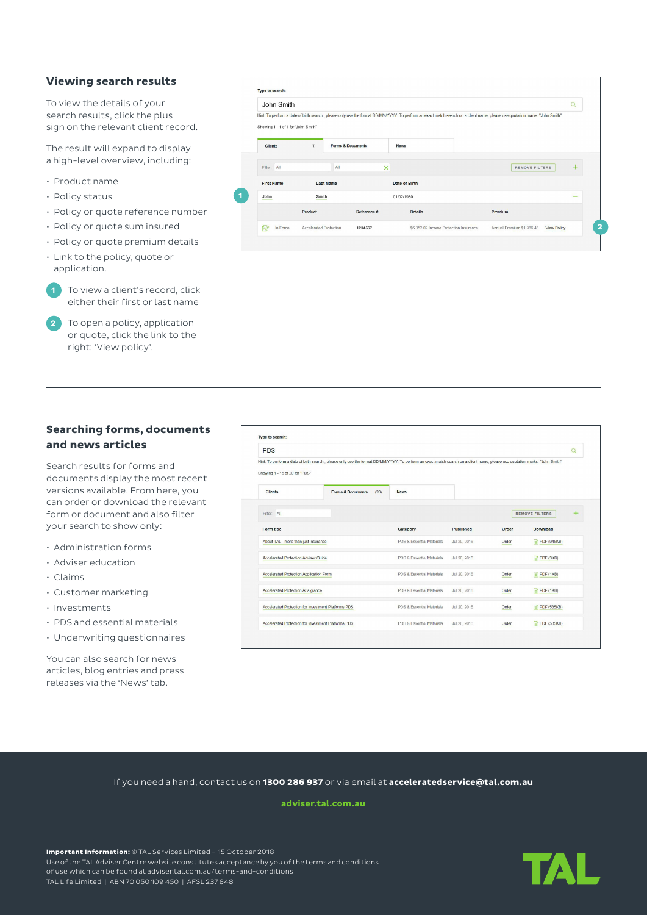## Viewing search results

To view the details of your search results, click the plus sign on the relevant client record.

The result will expand to display a high-level overview, including:

- Product name
- Policy status
- Policy or quote reference number
- Policy or quote sum insured
- Policy or quote premium details
- Link to the policy, quote or application.

1 To view a client's record, click either their first or last name

2 To open a policy, application or quote, click the link to the right: 'View policy'.

Type to search:

John Smith

Hint: To perform a date of birth search , please only use the format DD/MM/YYYY. To perform an exact match search on a client name, please use quotation marks. "John Smith"

Showing 1 - 1 of 1 for "John Smith"

Clients (1) | Forms & Documents | News

Filter: All | All | REMOVE FILTERS

| First Name | Last Name | Date of Birth |
|---|---|---|
| John | Smith | 01/02/1980 |

| | Product | Reference # | Details | Premium | |
|---|---|---|---|---|---|
| In Force | Accelerated Protection | 1234567 | $6,352.02 Income Protection Insurance | Annual Premium $1,986.48 | View Policy |

---

## Searching forms, documents and news articles

Search results for forms and documents display the most recent versions available. From here, you can order or download the relevant form or document and also filter your search to show only:

- Administration forms
- Adviser education
- Claims
- Customer marketing
- Investments
- PDS and essential materials
- Underwriting questionnaires

You can also search for news articles, blog entries and press releases via the 'News' tab.

Type to search:

PDS

Hint: To perform a date of birth search , please only use the format DD/MM/YYYY. To perform an exact match search on a client name, please use quotation marks. "John Smith"

Showing 1 - 15 of 20 for "PDS"

Clients | Forms & Documents (20) | News

Filter: All | REMOVE FILTERS

| Form title | Category | Published | Order | Download |
|---|---|---|---|---|
| About TAL - more than just insurance | PDS & Essential Materials | Jul 20, 2018 | Order | PDF (945KB) |
| Accelerated Protection Adviser Guide | PDS & Essential Materials | Jul 20, 2018 | | PDF (3KB) |
| Accelerated Protection Application Form | PDS & Essential Materials | Jul 20, 2018 | Order | PDF (1KB) |
| Accelerated Protection At a glance | PDS & Essential Materials | Jul 20, 2018 | Order | PDF (1KB) |
| Accelerated Protection for Investment Platforms PDS | PDS & Essential Materials | Jul 20, 2018 | Order | PDF (535KB) |
| Accelerated Protection for Investment Platforms PDS | PDS & Essential Materials | Jul 20, 2018 | Order | PDF (535KB) |

If you need a hand, contact us on **1300 286 937** or via email at **acceleratedservice@tal.com.au**

**adviser.tal.com.au**

**Important Information:** © TAL Services Limited – 15 October 2018
Use of the TAL Adviser Centre website constitutes acceptance by you of the terms and conditions of use which can be found at adviser.tal.com.au/terms-and-conditions
TAL Life Limited | ABN 70 050 109 450 | AFSL 237 848

TAL